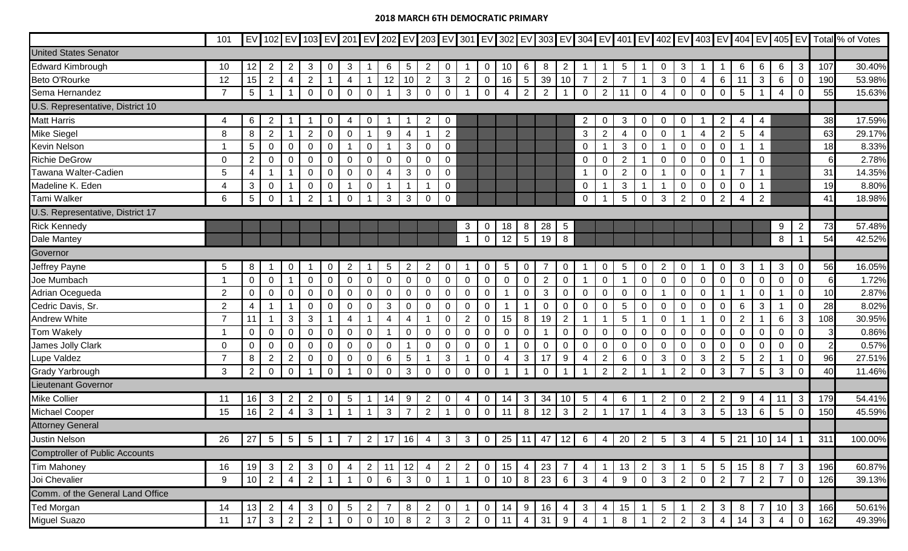**2018 MARCH 6TH DEMOCRATIC PRIMARY**

| | 101 | EV | 102 | EV | 103 | EV | 201 | EV | 202 | EV | 203 | EV | 301 | EV | 302 | EV | 303 | EV | 304 | EV | 401 | EV | 402 | EV | 403 | EV | 404 | EV | 405 | EV | Total | % of Votes |
|---|---|---|---|---|---|---|---|---|---|---|---|---|---|---|---|---|---|---|---|---|---|---|---|---|---|---|---|---|---|---|---|---|
| United States Senator | | | | | | | | | | | | | | | | | | | | | | | | | | | | | | | | |
| Edward Kimbrough | 10 | 12 | 2 | 2 | 3 | 0 | 3 | 1 | 6 | 5 | 2 | 0 | 1 | 0 | 10 | 6 | 8 | 2 | 1 | 1 | 5 | 1 | 0 | 3 | 1 | 1 | 6 | 6 | 6 | 3 | 107 | 30.40% |
| Beto O'Rourke | 12 | 15 | 2 | 4 | 2 | 1 | 4 | 1 | 12 | 10 | 2 | 3 | 2 | 0 | 16 | 5 | 39 | 10 | 7 | 2 | 7 | 1 | 3 | 0 | 4 | 6 | 11 | 3 | 6 | 0 | 190 | 53.98% |
| Sema Hernandez | 7 | 5 | 1 | 1 | 0 | 0 | 0 | 0 | 1 | 3 | 0 | 0 | 1 | 0 | 4 | 2 | 2 | 1 | 0 | 2 | 11 | 0 | 4 | 0 | 0 | 0 | 5 | 1 | 4 | 0 | 55 | 15.63% |
| U.S. Representative, District 10 | | | | | | | | | | | | | | | | | | | | | | | | | | | | | | | | |
| Matt Harris | 4 | 6 | 2 | 1 | 1 | 0 | 4 | 0 | 1 | 1 | 2 | 0 | | | | | | | 2 | 0 | 3 | 0 | 0 | 0 | 1 | 2 | 4 | 4 | | | 38 | 17.59% |
| Mike Siegel | 8 | 8 | 2 | 1 | 2 | 0 | 0 | 1 | 9 | 4 | 1 | 2 | | | | | | | 3 | 2 | 4 | 0 | 0 | 1 | 4 | 2 | 5 | 4 | | | 63 | 29.17% |
| Kevin Nelson | 1 | 5 | 0 | 0 | 0 | 0 | 1 | 0 | 1 | 3 | 0 | 0 | | | | | | | 0 | 1 | 3 | 0 | 1 | 0 | 0 | 0 | 1 | 1 | | | 18 | 8.33% |
| Richie DeGrow | 0 | 2 | 0 | 0 | 0 | 0 | 0 | 0 | 0 | 0 | 0 | 0 | | | | | | | 0 | 0 | 2 | 1 | 0 | 0 | 0 | 0 | 1 | 0 | | | 6 | 2.78% |
| Tawana Walter-Cadien | 5 | 4 | 1 | 1 | 0 | 0 | 0 | 0 | 4 | 3 | 0 | 0 | | | | | | | 1 | 0 | 2 | 0 | 1 | 0 | 0 | 1 | 7 | 1 | | | 31 | 14.35% |
| Madeline K. Eden | 4 | 3 | 0 | 1 | 0 | 0 | 1 | 0 | 1 | 1 | 1 | 0 | | | | | | | 0 | 1 | 3 | 1 | 1 | 0 | 0 | 0 | 0 | 1 | | | 19 | 8.80% |
| Tami Walker | 6 | 5 | 0 | 1 | 2 | 1 | 0 | 1 | 3 | 3 | 0 | 0 | | | | | | | 0 | 1 | 5 | 0 | 3 | 2 | 0 | 2 | 4 | 2 | | | 41 | 18.98% |
| U.S. Representative, District 17 | | | | | | | | | | | | | | | | | | | | | | | | | | | | | | | | |
| Rick Kennedy | | | | | | | | | | | | | 3 | 0 | 18 | 8 | 28 | 5 | | | | | | | | | | | 9 | 2 | 73 | 57.48% |
| Dale Mantey | | | | | | | | | | | | | 1 | 0 | 12 | 5 | 19 | 8 | | | | | | | | | | | 8 | 1 | 54 | 42.52% |
| Governor | | | | | | | | | | | | | | | | | | | | | | | | | | | | | | | | |
| Jeffrey Payne | 5 | 8 | 1 | 0 | 1 | 0 | 2 | 1 | 5 | 2 | 2 | 0 | 1 | 0 | 5 | 0 | 7 | 0 | 1 | 0 | 5 | 0 | 2 | 0 | 1 | 0 | 3 | 1 | 3 | 0 | 56 | 16.05% |
| Joe Mumbach | 1 | 0 | 0 | 1 | 0 | 0 | 0 | 0 | 0 | 0 | 0 | 0 | 0 | 0 | 0 | 0 | 2 | 0 | 1 | 0 | 1 | 0 | 0 | 0 | 0 | 0 | 0 | 0 | 0 | 0 | 6 | 1.72% |
| Adrian Ocegueda | 2 | 0 | 0 | 0 | 0 | 0 | 0 | 0 | 0 | 0 | 0 | 0 | 0 | 0 | 1 | 0 | 3 | 0 | 0 | 0 | 0 | 0 | 1 | 0 | 0 | 1 | 1 | 0 | 1 | 0 | 10 | 2.87% |
| Cedric Davis, Sr. | 2 | 4 | 1 | 1 | 0 | 0 | 0 | 0 | 3 | 0 | 0 | 0 | 0 | 0 | 1 | 1 | 0 | 0 | 0 | 0 | 5 | 0 | 0 | 0 | 0 | 0 | 6 | 3 | 1 | 0 | 28 | 8.02% |
| Andrew White | 7 | 11 | 1 | 3 | 3 | 1 | 4 | 1 | 4 | 4 | 1 | 0 | 2 | 0 | 15 | 8 | 19 | 2 | 1 | 1 | 5 | 1 | 0 | 1 | 1 | 0 | 2 | 1 | 6 | 3 | 108 | 30.95% |
| Tom Wakely | 1 | 0 | 0 | 0 | 0 | 0 | 0 | 0 | 1 | 0 | 0 | 0 | 0 | 0 | 0 | 0 | 1 | 0 | 0 | 0 | 0 | 0 | 0 | 0 | 0 | 0 | 0 | 0 | 0 | 0 | 3 | 0.86% |
| James Jolly Clark | 0 | 0 | 0 | 0 | 0 | 0 | 0 | 0 | 0 | 1 | 0 | 0 | 0 | 0 | 1 | 0 | 0 | 0 | 0 | 0 | 0 | 0 | 0 | 0 | 0 | 0 | 0 | 0 | 0 | 0 | 2 | 0.57% |
| Lupe Valdez | 7 | 8 | 2 | 2 | 0 | 0 | 0 | 0 | 6 | 5 | 1 | 3 | 1 | 0 | 4 | 3 | 17 | 9 | 4 | 2 | 6 | 0 | 3 | 0 | 3 | 2 | 5 | 2 | 1 | 0 | 96 | 27.51% |
| Grady Yarbrough | 3 | 2 | 0 | 0 | 1 | 0 | 1 | 0 | 0 | 3 | 0 | 0 | 0 | 0 | 1 | 1 | 0 | 1 | 1 | 2 | 2 | 1 | 1 | 2 | 0 | 3 | 7 | 5 | 3 | 0 | 40 | 11.46% |
| Lieutenant Governor | | | | | | | | | | | | | | | | | | | | | | | | | | | | | | | | |
| Mike Collier | 11 | 16 | 3 | 2 | 2 | 0 | 5 | 1 | 14 | 9 | 2 | 0 | 4 | 0 | 14 | 3 | 34 | 10 | 5 | 4 | 6 | 1 | 2 | 0 | 2 | 2 | 9 | 4 | 11 | 3 | 179 | 54.41% |
| Michael Cooper | 15 | 16 | 2 | 4 | 3 | 1 | 1 | 1 | 3 | 7 | 2 | 1 | 0 | 0 | 11 | 8 | 12 | 3 | 2 | 1 | 17 | 1 | 4 | 3 | 3 | 5 | 13 | 6 | 5 | 0 | 150 | 45.59% |
| Attorney General | | | | | | | | | | | | | | | | | | | | | | | | | | | | | | | | |
| Justin Nelson | 26 | 27 | 5 | 5 | 5 | 1 | 7 | 2 | 17 | 16 | 4 | 3 | 3 | 0 | 25 | 11 | 47 | 12 | 6 | 4 | 20 | 2 | 5 | 3 | 4 | 5 | 21 | 10 | 14 | 1 | 311 | 100.00% |
| Comptroller of Public Accounts | | | | | | | | | | | | | | | | | | | | | | | | | | | | | | | | |
| Tim Mahoney | 16 | 19 | 3 | 2 | 3 | 0 | 4 | 2 | 11 | 12 | 4 | 2 | 2 | 0 | 15 | 4 | 23 | 7 | 4 | 1 | 13 | 2 | 3 | 1 | 5 | 5 | 15 | 8 | 7 | 3 | 196 | 60.87% |
| Joi Chevalier | 9 | 10 | 2 | 4 | 2 | 1 | 1 | 0 | 6 | 3 | 0 | 1 | 1 | 0 | 10 | 8 | 23 | 6 | 3 | 4 | 9 | 0 | 3 | 2 | 0 | 2 | 7 | 2 | 7 | 0 | 126 | 39.13% |
| Comm. of the General Land Office | | | | | | | | | | | | | | | | | | | | | | | | | | | | | | | | |
| Ted Morgan | 14 | 13 | 2 | 4 | 3 | 0 | 5 | 2 | 7 | 8 | 2 | 0 | 1 | 0 | 14 | 9 | 16 | 4 | 3 | 4 | 15 | 1 | 5 | 1 | 2 | 3 | 8 | 7 | 10 | 3 | 166 | 50.61% |
| Miguel Suazo | 11 | 17 | 3 | 2 | 2 | 1 | 0 | 0 | 10 | 8 | 2 | 3 | 2 | 0 | 11 | 4 | 31 | 9 | 4 | 1 | 8 | 1 | 2 | 2 | 3 | 4 | 14 | 3 | 4 | 0 | 162 | 49.39% |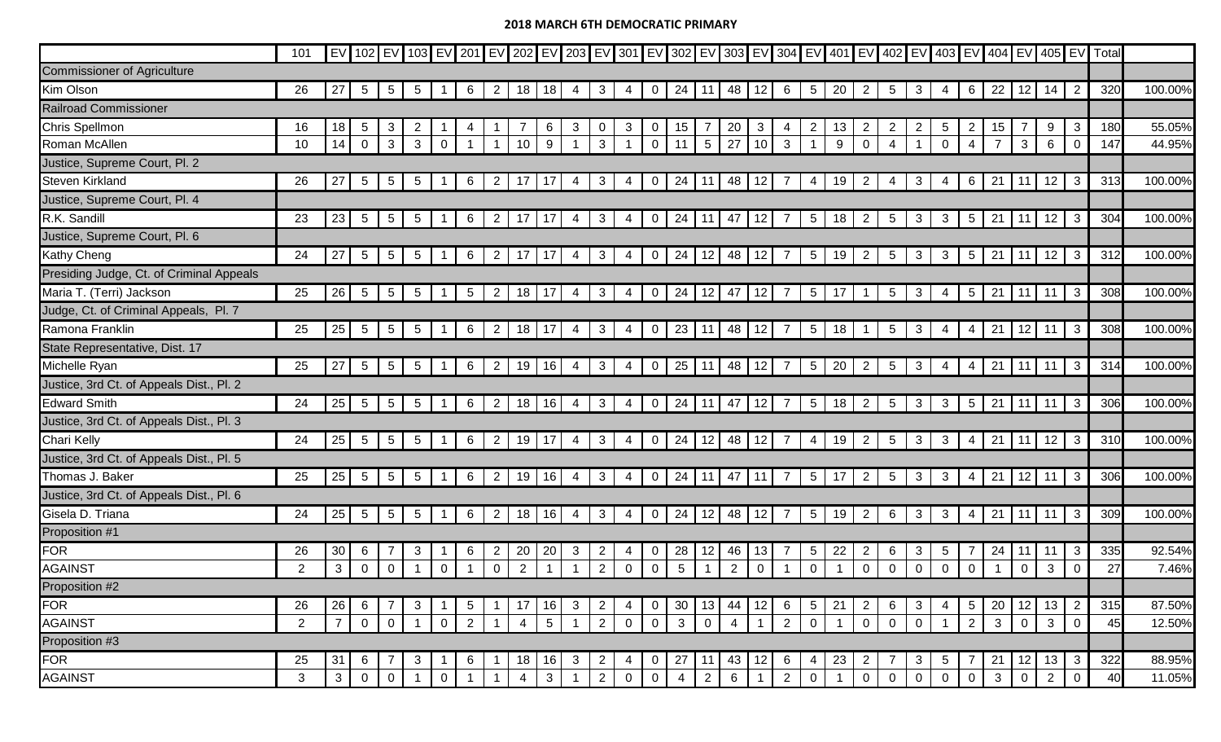**2018 MARCH 6TH DEMOCRATIC PRIMARY**

| | 101 | EV | 102 | EV | 103 | EV | 201 | EV | 202 | EV | 203 | EV | 301 | EV | 302 | EV | 303 | EV | 304 | EV | 401 | EV | 402 | EV | 403 | EV | 404 | EV | 405 | EV | Total | |
|---|---|---|---|---|---|---|---|---|---|---|---|---|---|---|---|---|---|---|---|---|---|---|---|---|---|---|---|---|---|---|---|---|
| Commissioner of Agriculture | | | | | | | | | | | | | | | | | | | | | | | | | | | | | | | | |
| Kim Olson | 26 | 27 | 5 | 5 | 5 | 1 | 6 | 2 | 18 | 18 | 4 | 3 | 4 | 0 | 24 | 11 | 48 | 12 | 6 | 5 | 20 | 2 | 5 | 3 | 4 | 6 | 22 | 12 | 14 | 2 | 320 | 100.00% |
| Railroad Commissioner | | | | | | | | | | | | | | | | | | | | | | | | | | | | | | | | |
| Chris Spellmon | 16 | 18 | 5 | 3 | 2 | 1 | 4 | 1 | 7 | 6 | 3 | 0 | 3 | 0 | 15 | 7 | 20 | 3 | 4 | 2 | 13 | 2 | 2 | 2 | 5 | 2 | 15 | 7 | 9 | 3 | 180 | 55.05% |
| Roman McAllen | 10 | 14 | 0 | 3 | 3 | 0 | 1 | 1 | 10 | 9 | 1 | 3 | 1 | 0 | 11 | 5 | 27 | 10 | 3 | 1 | 9 | 0 | 4 | 1 | 0 | 4 | 7 | 3 | 6 | 0 | 147 | 44.95% |
| Justice, Supreme Court, Pl. 2 | | | | | | | | | | | | | | | | | | | | | | | | | | | | | | | | |
| Steven Kirkland | 26 | 27 | 5 | 5 | 5 | 1 | 6 | 2 | 17 | 17 | 4 | 3 | 4 | 0 | 24 | 11 | 48 | 12 | 7 | 4 | 19 | 2 | 4 | 3 | 4 | 6 | 21 | 11 | 12 | 3 | 313 | 100.00% |
| Justice, Supreme Court, Pl. 4 | | | | | | | | | | | | | | | | | | | | | | | | | | | | | | | | |
| R.K. Sandill | 23 | 23 | 5 | 5 | 5 | 1 | 6 | 2 | 17 | 17 | 4 | 3 | 4 | 0 | 24 | 11 | 47 | 12 | 7 | 5 | 18 | 2 | 5 | 3 | 3 | 5 | 21 | 11 | 12 | 3 | 304 | 100.00% |
| Justice, Supreme Court, Pl. 6 | | | | | | | | | | | | | | | | | | | | | | | | | | | | | | | | |
| Kathy Cheng | 24 | 27 | 5 | 5 | 5 | 1 | 6 | 2 | 17 | 17 | 4 | 3 | 4 | 0 | 24 | 12 | 48 | 12 | 7 | 5 | 19 | 2 | 5 | 3 | 3 | 5 | 21 | 11 | 12 | 3 | 312 | 100.00% |
| Presiding Judge, Ct. of Criminal Appeals | | | | | | | | | | | | | | | | | | | | | | | | | | | | | | | | |
| Maria T. (Terri) Jackson | 25 | 26 | 5 | 5 | 5 | 1 | 5 | 2 | 18 | 17 | 4 | 3 | 4 | 0 | 24 | 12 | 47 | 12 | 7 | 5 | 17 | 1 | 5 | 3 | 4 | 5 | 21 | 11 | 11 | 3 | 308 | 100.00% |
| Judge, Ct. of Criminal Appeals, Pl. 7 | | | | | | | | | | | | | | | | | | | | | | | | | | | | | | | | |
| Ramona Franklin | 25 | 25 | 5 | 5 | 5 | 1 | 6 | 2 | 18 | 17 | 4 | 3 | 4 | 0 | 23 | 11 | 48 | 12 | 7 | 5 | 18 | 1 | 5 | 3 | 4 | 4 | 21 | 12 | 11 | 3 | 308 | 100.00% |
| State Representative, Dist. 17 | | | | | | | | | | | | | | | | | | | | | | | | | | | | | | | | |
| Michelle Ryan | 25 | 27 | 5 | 5 | 5 | 1 | 6 | 2 | 19 | 16 | 4 | 3 | 4 | 0 | 25 | 11 | 48 | 12 | 7 | 5 | 20 | 2 | 5 | 3 | 4 | 4 | 21 | 11 | 11 | 3 | 314 | 100.00% |
| Justice, 3rd Ct. of Appeals Dist., Pl. 2 | | | | | | | | | | | | | | | | | | | | | | | | | | | | | | | | |
| Edward Smith | 24 | 25 | 5 | 5 | 5 | 1 | 6 | 2 | 18 | 16 | 4 | 3 | 4 | 0 | 24 | 11 | 47 | 12 | 7 | 5 | 18 | 2 | 5 | 3 | 3 | 5 | 21 | 11 | 11 | 3 | 306 | 100.00% |
| Justice, 3rd Ct. of Appeals Dist., Pl. 3 | | | | | | | | | | | | | | | | | | | | | | | | | | | | | | | | |
| Chari Kelly | 24 | 25 | 5 | 5 | 5 | 1 | 6 | 2 | 19 | 17 | 4 | 3 | 4 | 0 | 24 | 12 | 48 | 12 | 7 | 4 | 19 | 2 | 5 | 3 | 3 | 4 | 21 | 11 | 12 | 3 | 310 | 100.00% |
| Justice, 3rd Ct. of Appeals Dist., Pl. 5 | | | | | | | | | | | | | | | | | | | | | | | | | | | | | | | | |
| Thomas J. Baker | 25 | 25 | 5 | 5 | 5 | 1 | 6 | 2 | 19 | 16 | 4 | 3 | 4 | 0 | 24 | 11 | 47 | 11 | 7 | 5 | 17 | 2 | 5 | 3 | 3 | 4 | 21 | 12 | 11 | 3 | 306 | 100.00% |
| Justice, 3rd Ct. of Appeals Dist., Pl. 6 | | | | | | | | | | | | | | | | | | | | | | | | | | | | | | | | |
| Gisela D. Triana | 24 | 25 | 5 | 5 | 5 | 1 | 6 | 2 | 18 | 16 | 4 | 3 | 4 | 0 | 24 | 12 | 48 | 12 | 7 | 5 | 19 | 2 | 6 | 3 | 3 | 4 | 21 | 11 | 11 | 3 | 309 | 100.00% |
| Proposition #1 | | | | | | | | | | | | | | | | | | | | | | | | | | | | | | | | |
| FOR | 26 | 30 | 6 | 7 | 3 | 1 | 6 | 2 | 20 | 20 | 3 | 2 | 4 | 0 | 28 | 12 | 46 | 13 | 7 | 5 | 22 | 2 | 6 | 3 | 5 | 7 | 24 | 11 | 11 | 3 | 335 | 92.54% |
| AGAINST | 2 | 3 | 0 | 0 | 1 | 0 | 1 | 0 | 2 | 1 | 1 | 2 | 0 | 0 | 5 | 1 | 2 | 0 | 1 | 0 | 1 | 0 | 0 | 0 | 0 | 0 | 1 | 0 | 3 | 0 | 27 | 7.46% |
| Proposition #2 | | | | | | | | | | | | | | | | | | | | | | | | | | | | | | | | |
| FOR | 26 | 26 | 6 | 7 | 3 | 1 | 5 | 1 | 17 | 16 | 3 | 2 | 4 | 0 | 30 | 13 | 44 | 12 | 6 | 5 | 21 | 2 | 6 | 3 | 4 | 5 | 20 | 12 | 13 | 2 | 315 | 87.50% |
| AGAINST | 2 | 7 | 0 | 0 | 1 | 0 | 2 | 1 | 4 | 5 | 1 | 2 | 0 | 0 | 3 | 0 | 4 | 1 | 2 | 0 | 1 | 0 | 0 | 0 | 1 | 2 | 3 | 0 | 3 | 0 | 45 | 12.50% |
| Proposition #3 | | | | | | | | | | | | | | | | | | | | | | | | | | | | | | | | |
| FOR | 25 | 31 | 6 | 7 | 3 | 1 | 6 | 1 | 18 | 16 | 3 | 2 | 4 | 0 | 27 | 11 | 43 | 12 | 6 | 4 | 23 | 2 | 7 | 3 | 5 | 7 | 21 | 12 | 13 | 3 | 322 | 88.95% |
| AGAINST | 3 | 3 | 0 | 0 | 1 | 0 | 1 | 1 | 4 | 3 | 1 | 2 | 0 | 0 | 4 | 2 | 6 | 1 | 2 | 0 | 1 | 0 | 0 | 0 | 0 | 0 | 3 | 0 | 2 | 0 | 40 | 11.05% |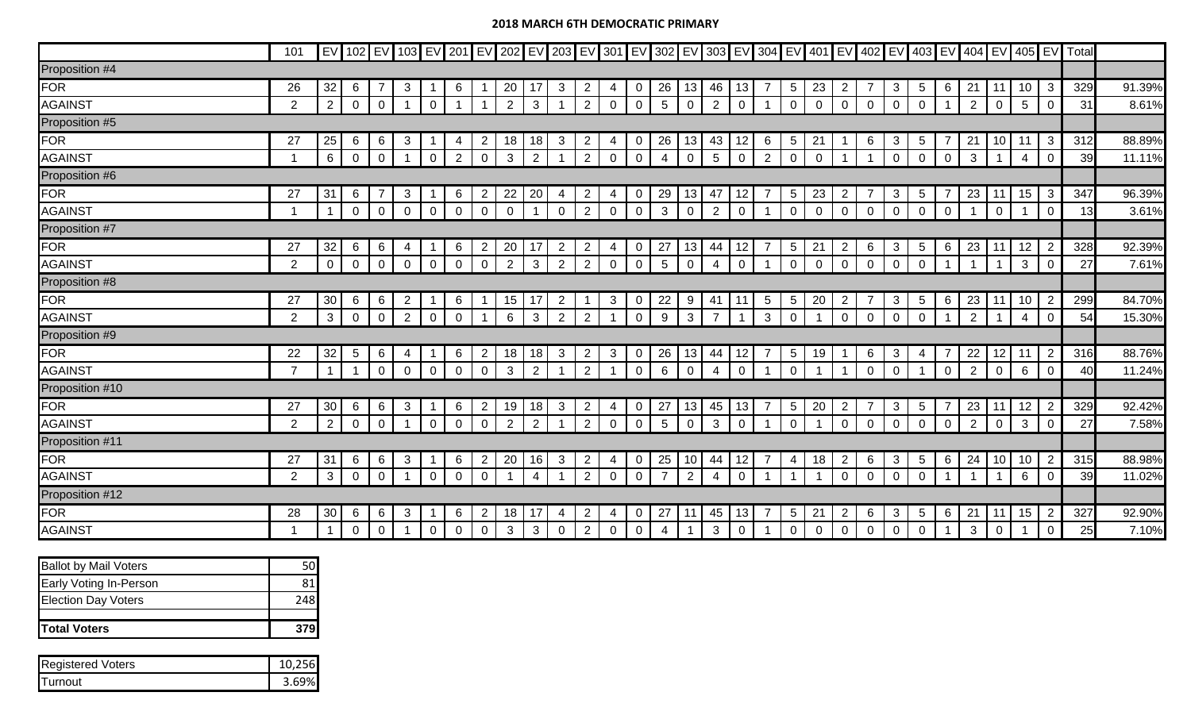## 2018 MARCH 6TH DEMOCRATIC PRIMARY

| | 101 | EV | 102 | EV | 103 | EV | 201 | EV | 202 | EV | 203 | EV | 301 | EV | 302 | EV | 303 | EV | 304 | EV | 401 | EV | 402 | EV | 403 | EV | 404 | EV | 405 | EV | Total | |
|---|---|---|---|---|---|---|---|---|---|---|---|---|---|---|---|---|---|---|---|---|---|---|---|---|---|---|---|---|---|---|---|---|
| Proposition #4 | | | | | | | | | | | | | | | | | | | | | | | | | | | | | | | | |
| FOR | 26 | 32 | 6 | 7 | 3 | 1 | 6 | 1 | 20 | 17 | 3 | 2 | 4 | 0 | 26 | 13 | 46 | 13 | 7 | 5 | 23 | 2 | 7 | 3 | 5 | 6 | 21 | 11 | 10 | 3 | 329 | 91.39% |
| AGAINST | 2 | 2 | 0 | 0 | 1 | 0 | 1 | 1 | 2 | 3 | 1 | 2 | 0 | 0 | 5 | 0 | 2 | 0 | 1 | 0 | 0 | 0 | 0 | 0 | 0 | 1 | 2 | 0 | 5 | 0 | 31 | 8.61% |
| Proposition #5 | | | | | | | | | | | | | | | | | | | | | | | | | | | | | | | | |
| FOR | 27 | 25 | 6 | 6 | 3 | 1 | 4 | 2 | 18 | 18 | 3 | 2 | 4 | 0 | 26 | 13 | 43 | 12 | 6 | 5 | 21 | 1 | 6 | 3 | 5 | 7 | 21 | 10 | 11 | 3 | 312 | 88.89% |
| AGAINST | 1 | 6 | 0 | 0 | 1 | 0 | 2 | 0 | 3 | 2 | 1 | 2 | 0 | 0 | 4 | 0 | 5 | 0 | 2 | 0 | 0 | 1 | 1 | 0 | 0 | 0 | 3 | 1 | 4 | 0 | 39 | 11.11% |
| Proposition #6 | | | | | | | | | | | | | | | | | | | | | | | | | | | | | | | | |
| FOR | 27 | 31 | 6 | 7 | 3 | 1 | 6 | 2 | 22 | 20 | 4 | 2 | 4 | 0 | 29 | 13 | 47 | 12 | 7 | 5 | 23 | 2 | 7 | 3 | 5 | 7 | 23 | 11 | 15 | 3 | 347 | 96.39% |
| AGAINST | 1 | 1 | 0 | 0 | 0 | 0 | 0 | 0 | 0 | 1 | 0 | 2 | 0 | 0 | 3 | 0 | 2 | 0 | 1 | 0 | 0 | 0 | 0 | 0 | 0 | 0 | 1 | 0 | 1 | 0 | 13 | 3.61% |
| Proposition #7 | | | | | | | | | | | | | | | | | | | | | | | | | | | | | | | | |
| FOR | 27 | 32 | 6 | 6 | 4 | 1 | 6 | 2 | 20 | 17 | 2 | 2 | 4 | 0 | 27 | 13 | 44 | 12 | 7 | 5 | 21 | 2 | 6 | 3 | 5 | 6 | 23 | 11 | 12 | 2 | 328 | 92.39% |
| AGAINST | 2 | 0 | 0 | 0 | 0 | 0 | 0 | 0 | 2 | 3 | 2 | 2 | 0 | 0 | 5 | 0 | 4 | 0 | 1 | 0 | 0 | 0 | 0 | 0 | 0 | 1 | 1 | 1 | 3 | 0 | 27 | 7.61% |
| Proposition #8 | | | | | | | | | | | | | | | | | | | | | | | | | | | | | | | | |
| FOR | 27 | 30 | 6 | 6 | 2 | 1 | 6 | 1 | 15 | 17 | 2 | 1 | 3 | 0 | 22 | 9 | 41 | 11 | 5 | 5 | 20 | 2 | 7 | 3 | 5 | 6 | 23 | 11 | 10 | 2 | 299 | 84.70% |
| AGAINST | 2 | 3 | 0 | 0 | 2 | 0 | 0 | 1 | 6 | 3 | 2 | 2 | 1 | 0 | 9 | 3 | 7 | 1 | 3 | 0 | 1 | 0 | 0 | 0 | 0 | 1 | 2 | 1 | 4 | 0 | 54 | 15.30% |
| Proposition #9 | | | | | | | | | | | | | | | | | | | | | | | | | | | | | | | | |
| FOR | 22 | 32 | 5 | 6 | 4 | 1 | 6 | 2 | 18 | 18 | 3 | 2 | 3 | 0 | 26 | 13 | 44 | 12 | 7 | 5 | 19 | 1 | 6 | 3 | 4 | 7 | 22 | 12 | 11 | 2 | 316 | 88.76% |
| AGAINST | 7 | 1 | 1 | 0 | 0 | 0 | 0 | 0 | 3 | 2 | 1 | 2 | 1 | 0 | 6 | 0 | 4 | 0 | 1 | 0 | 1 | 1 | 0 | 0 | 1 | 0 | 2 | 0 | 6 | 0 | 40 | 11.24% |
| Proposition #10 | | | | | | | | | | | | | | | | | | | | | | | | | | | | | | | | |
| FOR | 27 | 30 | 6 | 6 | 3 | 1 | 6 | 2 | 19 | 18 | 3 | 2 | 4 | 0 | 27 | 13 | 45 | 13 | 7 | 5 | 20 | 2 | 7 | 3 | 5 | 7 | 23 | 11 | 12 | 2 | 329 | 92.42% |
| AGAINST | 2 | 2 | 0 | 0 | 1 | 0 | 0 | 0 | 2 | 2 | 1 | 2 | 0 | 0 | 5 | 0 | 3 | 0 | 1 | 0 | 1 | 0 | 0 | 0 | 0 | 0 | 2 | 0 | 3 | 0 | 27 | 7.58% |
| Proposition #11 | | | | | | | | | | | | | | | | | | | | | | | | | | | | | | | | |
| FOR | 27 | 31 | 6 | 6 | 3 | 1 | 6 | 2 | 20 | 16 | 3 | 2 | 4 | 0 | 25 | 10 | 44 | 12 | 7 | 4 | 18 | 2 | 6 | 3 | 5 | 6 | 24 | 10 | 10 | 2 | 315 | 88.98% |
| AGAINST | 2 | 3 | 0 | 0 | 1 | 0 | 0 | 0 | 1 | 4 | 1 | 2 | 0 | 0 | 7 | 2 | 4 | 0 | 1 | 1 | 1 | 0 | 0 | 0 | 0 | 1 | 1 | 1 | 6 | 0 | 39 | 11.02% |
| Proposition #12 | | | | | | | | | | | | | | | | | | | | | | | | | | | | | | | | |
| FOR | 28 | 30 | 6 | 6 | 3 | 1 | 6 | 2 | 18 | 17 | 4 | 2 | 4 | 0 | 27 | 11 | 45 | 13 | 7 | 5 | 21 | 2 | 6 | 3 | 5 | 6 | 21 | 11 | 15 | 2 | 327 | 92.90% |
| AGAINST | 1 | 1 | 0 | 0 | 1 | 0 | 0 | 0 | 3 | 3 | 0 | 2 | 0 | 0 | 4 | 1 | 3 | 0 | 1 | 0 | 0 | 0 | 0 | 0 | 0 | 1 | 3 | 0 | 1 | 0 | 25 | 7.10% |

| | |
|---|---|
| Ballot by Mail Voters | 50 |
| Early Voting In-Person | 81 |
| Election Day Voters | 248 |
| | |
| **Total Voters** | **379** |

| | |
|---|---|
| Registered Voters | 10,256 |
| Turnout | 3.69% |